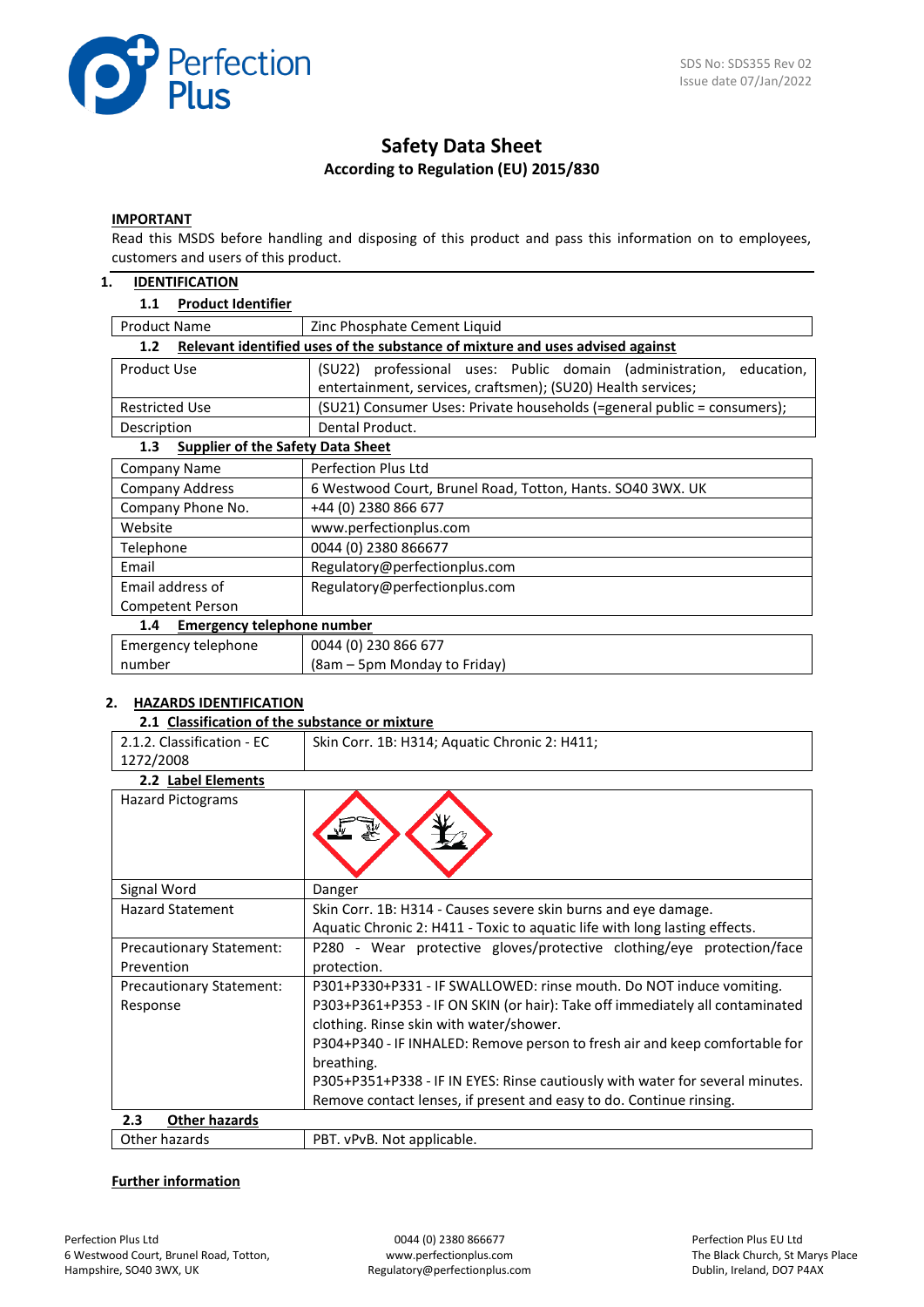SDS No: SDS355 Rev 02
Issue date 07/Jan/2022

# Safety Data Sheet

**According to Regulation (EU) 2015/830**

**IMPORTANT**

Read this MSDS before handling and disposing of this product and pass this information on to employees, customers and users of this product.

## 1. IDENTIFICATION

### 1.1 Product Identifier

| Product Name | Zinc Phosphate Cement Liquid |
|---|---|

### 1.2 Relevant identified uses of the substance of mixture and uses advised against

| Product Use | (SU22) professional uses: Public domain (administration, education, entertainment, services, craftsmen); (SU20) Health services; |
|---|---|
| Restricted Use | (SU21) Consumer Uses: Private households (=general public = consumers); |
| Description | Dental Product. |

### 1.3 Supplier of the Safety Data Sheet

| Company Name | Perfection Plus Ltd |
|---|---|
| Company Address | 6 Westwood Court, Brunel Road, Totton, Hants. SO40 3WX. UK |
| Company Phone No. | +44 (0) 2380 866 677 |
| Website | www.perfectionplus.com |
| Telephone | 0044 (0) 2380 866677 |
| Email | Regulatory@perfectionplus.com |
| Email address of Competent Person | Regulatory@perfectionplus.com |

### 1.4 Emergency telephone number

| Emergency telephone number | 0044 (0) 230 866 677 (8am – 5pm Monday to Friday) |
|---|---|

## 2. HAZARDS IDENTIFICATION

### 2.1 Classification of the substance or mixture

| 2.1.2. Classification - EC 1272/2008 | Skin Corr. 1B: H314; Aquatic Chronic 2: H411; |
|---|---|

### 2.2 Label Elements

| Hazard Pictograms | |
|---|---|
| Signal Word | Danger |
| Hazard Statement | Skin Corr. 1B: H314 - Causes severe skin burns and eye damage.<br>Aquatic Chronic 2: H411 - Toxic to aquatic life with long lasting effects. |
| Precautionary Statement: Prevention | P280 - Wear protective gloves/protective clothing/eye protection/face protection. |
| Precautionary Statement: Response | P301+P330+P331 - IF SWALLOWED: rinse mouth. Do NOT induce vomiting.<br>P303+P361+P353 - IF ON SKIN (or hair): Take off immediately all contaminated clothing. Rinse skin with water/shower.<br>P304+P340 - IF INHALED: Remove person to fresh air and keep comfortable for breathing.<br>P305+P351+P338 - IF IN EYES: Rinse cautiously with water for several minutes. Remove contact lenses, if present and easy to do. Continue rinsing. |

### 2.3 Other hazards

| Other hazards | PBT. vPvB. Not applicable. |
|---|---|

**Further information**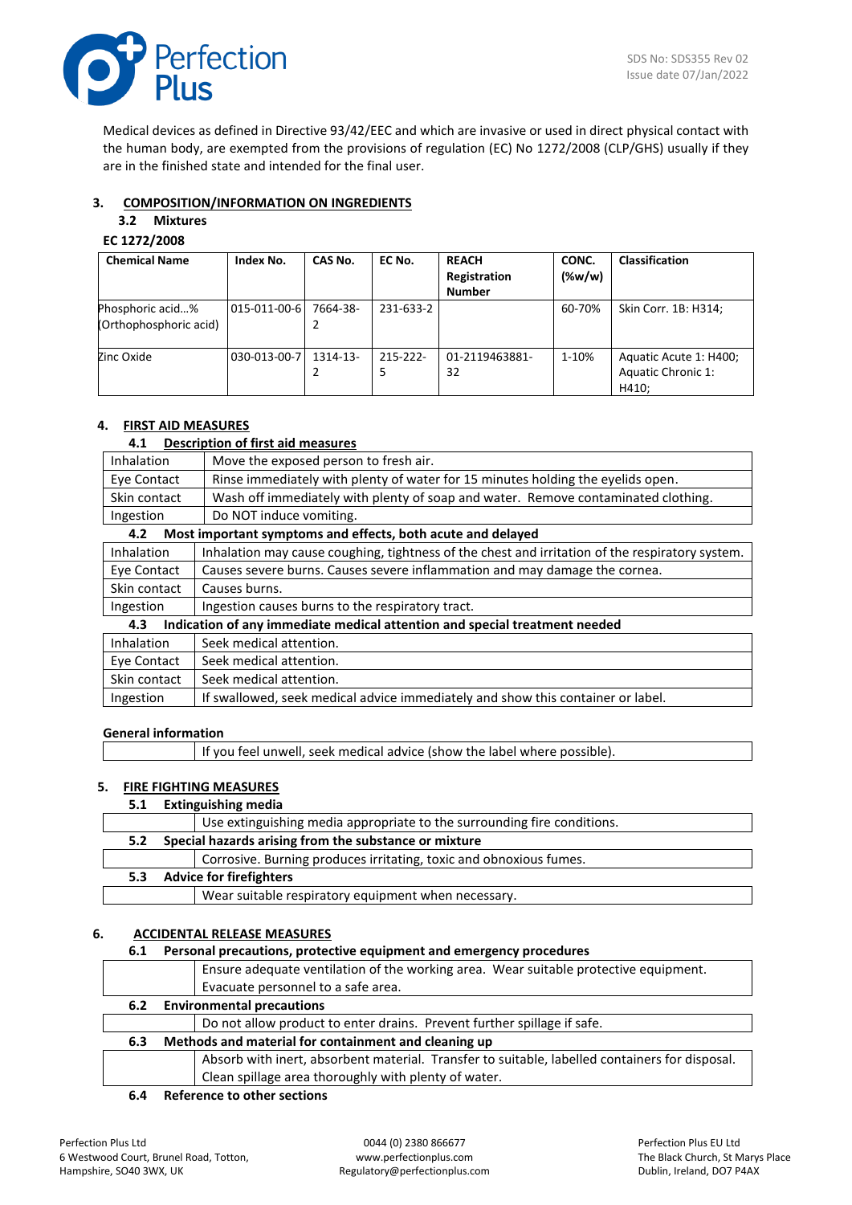Medical devices as defined in Directive 93/42/EEC and which are invasive or used in direct physical contact with the human body, are exempted from the provisions of regulation (EC) No 1272/2008 (CLP/GHS) usually if they are in the finished state and intended for the final user.

## 3. COMPOSITION/INFORMATION ON INGREDIENTS

### 3.2 Mixtures

**EC 1272/2008**

| Chemical Name | Index No. | CAS No. | EC No. | REACH Registration Number | CONC. (%w/w) | Classification |
|---|---|---|---|---|---|---|
| Phosphoric acid…% (Orthophosphoric acid) | 015-011-00-6 | 7664-38-2 | 231-633-2 | | 60-70% | Skin Corr. 1B: H314; |
| Zinc Oxide | 030-013-00-7 | 1314-13-2 | 215-222-5 | 01-2119463881-32 | 1-10% | Aquatic Acute 1: H400; Aquatic Chronic 1: H410; |

## 4. FIRST AID MEASURES

### 4.1 Description of first aid measures

| | |
|---|---|
| Inhalation | Move the exposed person to fresh air. |
| Eye Contact | Rinse immediately with plenty of water for 15 minutes holding the eyelids open. |
| Skin contact | Wash off immediately with plenty of soap and water. Remove contaminated clothing. |
| Ingestion | Do NOT induce vomiting. |

### 4.2 Most important symptoms and effects, both acute and delayed

| | |
|---|---|
| Inhalation | Inhalation may cause coughing, tightness of the chest and irritation of the respiratory system. |
| Eye Contact | Causes severe burns. Causes severe inflammation and may damage the cornea. |
| Skin contact | Causes burns. |
| Ingestion | Ingestion causes burns to the respiratory tract. |

### 4.3 Indication of any immediate medical attention and special treatment needed

| | |
|---|---|
| Inhalation | Seek medical attention. |
| Eye Contact | Seek medical attention. |
| Skin contact | Seek medical attention. |
| Ingestion | If swallowed, seek medical advice immediately and show this container or label. |

**General information**

| | |
|---|---|
| | If you feel unwell, seek medical advice (show the label where possible). |

## 5. FIRE FIGHTING MEASURES

### 5.1 Extinguishing media

| | |
|---|---|
| | Use extinguishing media appropriate to the surrounding fire conditions. |

### 5.2 Special hazards arising from the substance or mixture

| | |
|---|---|
| | Corrosive. Burning produces irritating, toxic and obnoxious fumes. |

### 5.3 Advice for firefighters

| | |
|---|---|
| | Wear suitable respiratory equipment when necessary. |

## 6. ACCIDENTAL RELEASE MEASURES

### 6.1 Personal precautions, protective equipment and emergency procedures

| | |
|---|---|
| | Ensure adequate ventilation of the working area. Wear suitable protective equipment. Evacuate personnel to a safe area. |

### 6.2 Environmental precautions

| | |
|---|---|
| | Do not allow product to enter drains. Prevent further spillage if safe. |

### 6.3 Methods and material for containment and cleaning up

| | |
|---|---|
| | Absorb with inert, absorbent material. Transfer to suitable, labelled containers for disposal. Clean spillage area thoroughly with plenty of water. |

### 6.4 Reference to other sections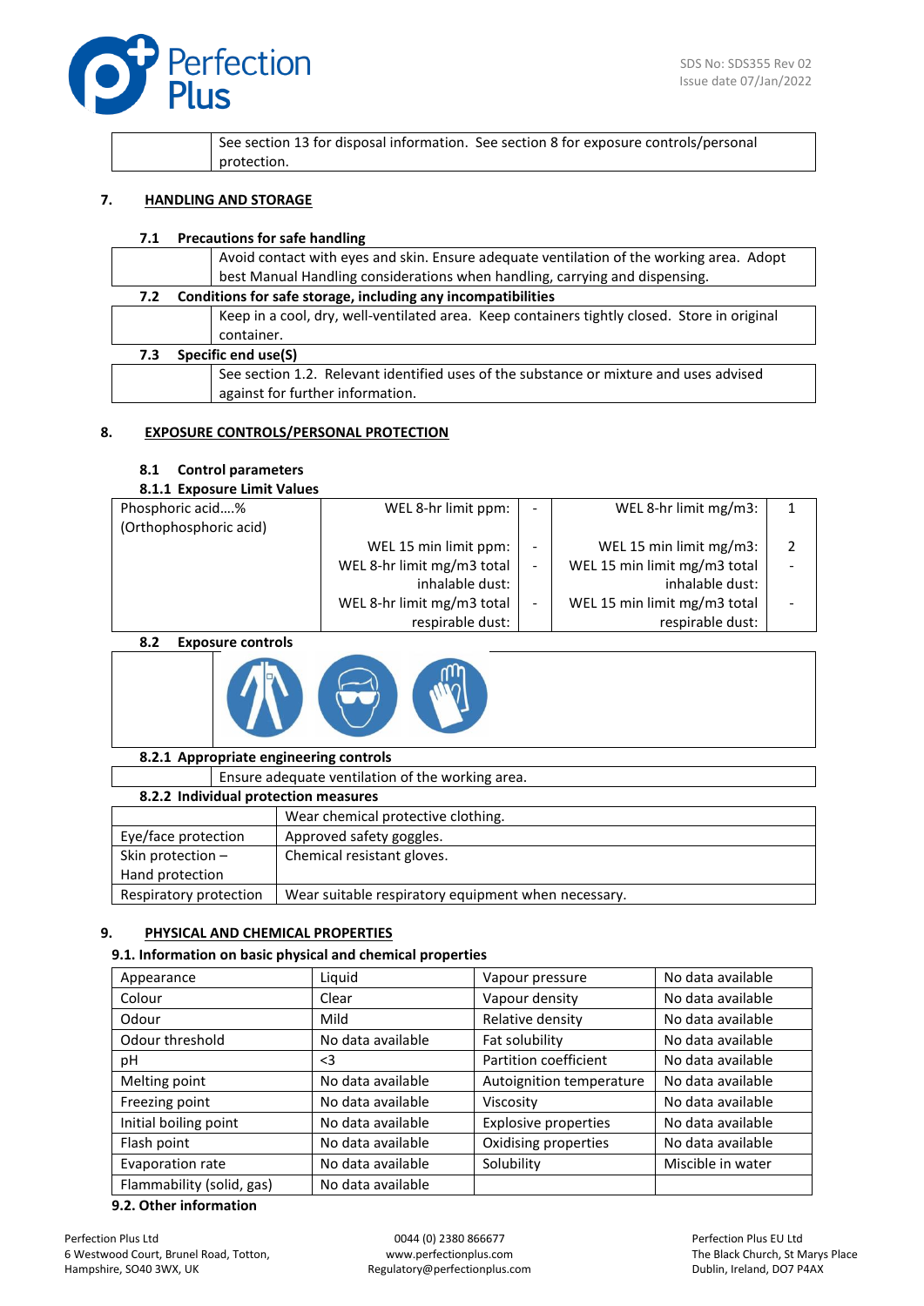| | See section 13 for disposal information. See section 8 for exposure controls/personal protection. |
|---|---|

## 7. HANDLING AND STORAGE

### 7.1 Precautions for safe handling

| | Avoid contact with eyes and skin. Ensure adequate ventilation of the working area. Adopt best Manual Handling considerations when handling, carrying and dispensing. |
|---|---|

### 7.2 Conditions for safe storage, including any incompatibilities

| | Keep in a cool, dry, well-ventilated area. Keep containers tightly closed. Store in original container. |
|---|---|

### 7.3 Specific end use(S)

| | See section 1.2. Relevant identified uses of the substance or mixture and uses advised against for further information. |
|---|---|

## 8. EXPOSURE CONTROLS/PERSONAL PROTECTION

### 8.1 Control parameters

#### 8.1.1 Exposure Limit Values

| | | | | |
|---|---|---|---|---|
| Phosphoric acid….% (Orthophosphoric acid) | WEL 8-hr limit ppm: | - | WEL 8-hr limit mg/m3: | 1 |
| | WEL 15 min limit ppm: | - | WEL 15 min limit mg/m3: | 2 |
| | WEL 8-hr limit mg/m3 total inhalable dust: | - | WEL 15 min limit mg/m3 total inhalable dust: | - |
| | WEL 8-hr limit mg/m3 total respirable dust: | - | WEL 15 min limit mg/m3 total respirable dust: | - |

### 8.2 Exposure controls

#### 8.2.1 Appropriate engineering controls

| | Ensure adequate ventilation of the working area. |
|---|---|

#### 8.2.2 Individual protection measures

| | |
|---|---|
| | Wear chemical protective clothing. |
| Eye/face protection | Approved safety goggles. |
| Skin protection – Hand protection | Chemical resistant gloves. |
| Respiratory protection | Wear suitable respiratory equipment when necessary. |

## 9. PHYSICAL AND CHEMICAL PROPERTIES

### 9.1. Information on basic physical and chemical properties

| | | | |
|---|---|---|---|
| Appearance | Liquid | Vapour pressure | No data available |
| Colour | Clear | Vapour density | No data available |
| Odour | Mild | Relative density | No data available |
| Odour threshold | No data available | Fat solubility | No data available |
| pH | <3 | Partition coefficient | No data available |
| Melting point | No data available | Autoignition temperature | No data available |
| Freezing point | No data available | Viscosity | No data available |
| Initial boiling point | No data available | Explosive properties | No data available |
| Flash point | No data available | Oxidising properties | No data available |
| Evaporation rate | No data available | Solubility | Miscible in water |
| Flammability (solid, gas) | No data available | | |

### 9.2. Other information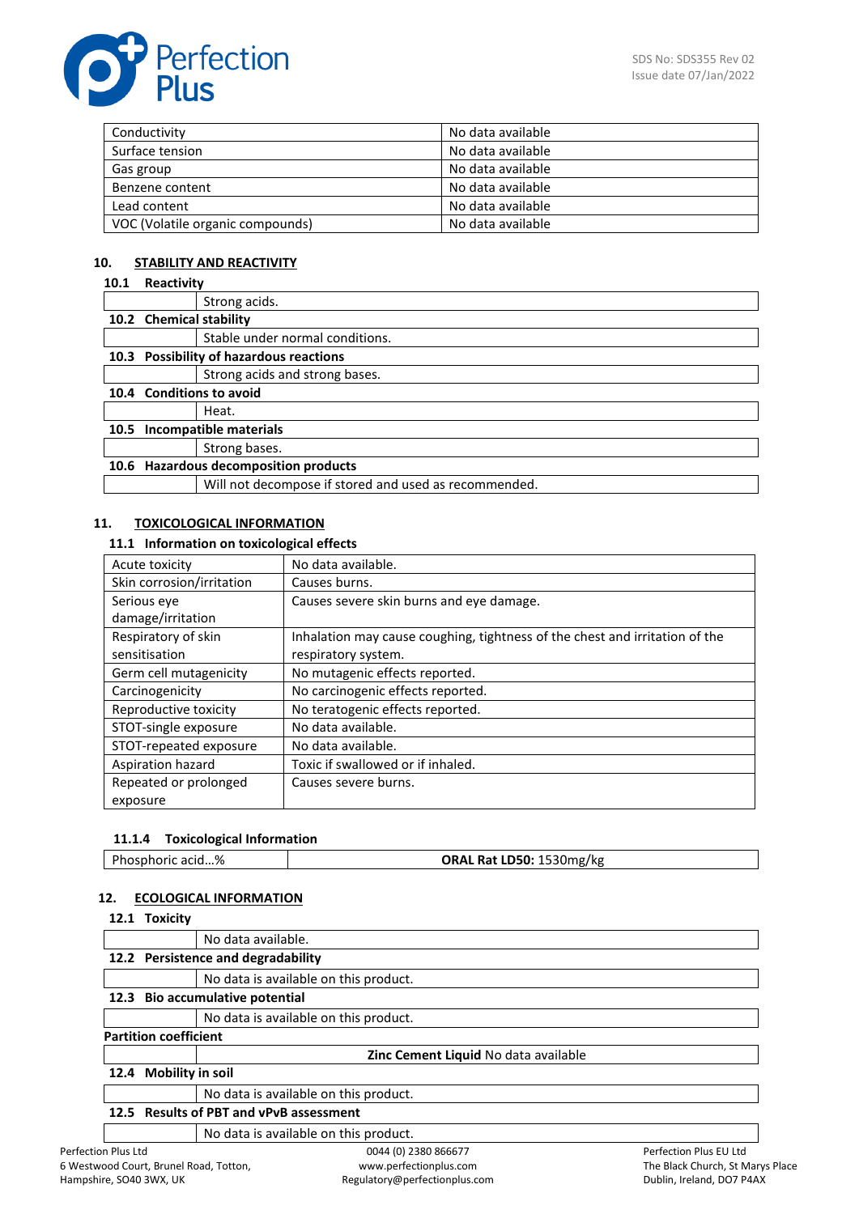| Conductivity | No data available |
|---|---|
| Surface tension | No data available |
| Gas group | No data available |
| Benzene content | No data available |
| Lead content | No data available |
| VOC (Volatile organic compounds) | No data available |

## 10. STABILITY AND REACTIVITY

**10.1 Reactivity**

| | Strong acids. |
|---|---|

**10.2 Chemical stability**

| | Stable under normal conditions. |
|---|---|

**10.3 Possibility of hazardous reactions**

| | Strong acids and strong bases. |
|---|---|

**10.4 Conditions to avoid**

| | Heat. |
|---|---|

**10.5 Incompatible materials**

| | Strong bases. |
|---|---|

**10.6 Hazardous decomposition products**

| | Will not decompose if stored and used as recommended. |
|---|---|

## 11. TOXICOLOGICAL INFORMATION

**11.1 Information on toxicological effects**

| Acute toxicity | No data available. |
|---|---|
| Skin corrosion/irritation | Causes burns. |
| Serious eye damage/irritation | Causes severe skin burns and eye damage. |
| Respiratory of skin sensitisation | Inhalation may cause coughing, tightness of the chest and irritation of the respiratory system. |
| Germ cell mutagenicity | No mutagenic effects reported. |
| Carcinogenicity | No carcinogenic effects reported. |
| Reproductive toxicity | No teratogenic effects reported. |
| STOT-single exposure | No data available. |
| STOT-repeated exposure | No data available. |
| Aspiration hazard | Toxic if swallowed or if inhaled. |
| Repeated or prolonged exposure | Causes severe burns. |

**11.1.4 Toxicological Information**

| Phosphoric acid…% | **ORAL Rat LD50:** 1530mg/kg |
|---|---|

## 12. ECOLOGICAL INFORMATION

**12.1 Toxicity**

| | No data available. |
|---|---|

**12.2 Persistence and degradability**

| | No data is available on this product. |
|---|---|

**12.3 Bio accumulative potential**

| | No data is available on this product. |
|---|---|

**Partition coefficient**

| | **Zinc Cement Liquid** No data available |
|---|---|

**12.4 Mobility in soil**

| | No data is available on this product. |
|---|---|

**12.5 Results of PBT and vPvB assessment**

| | No data is available on this product. |
|---|---|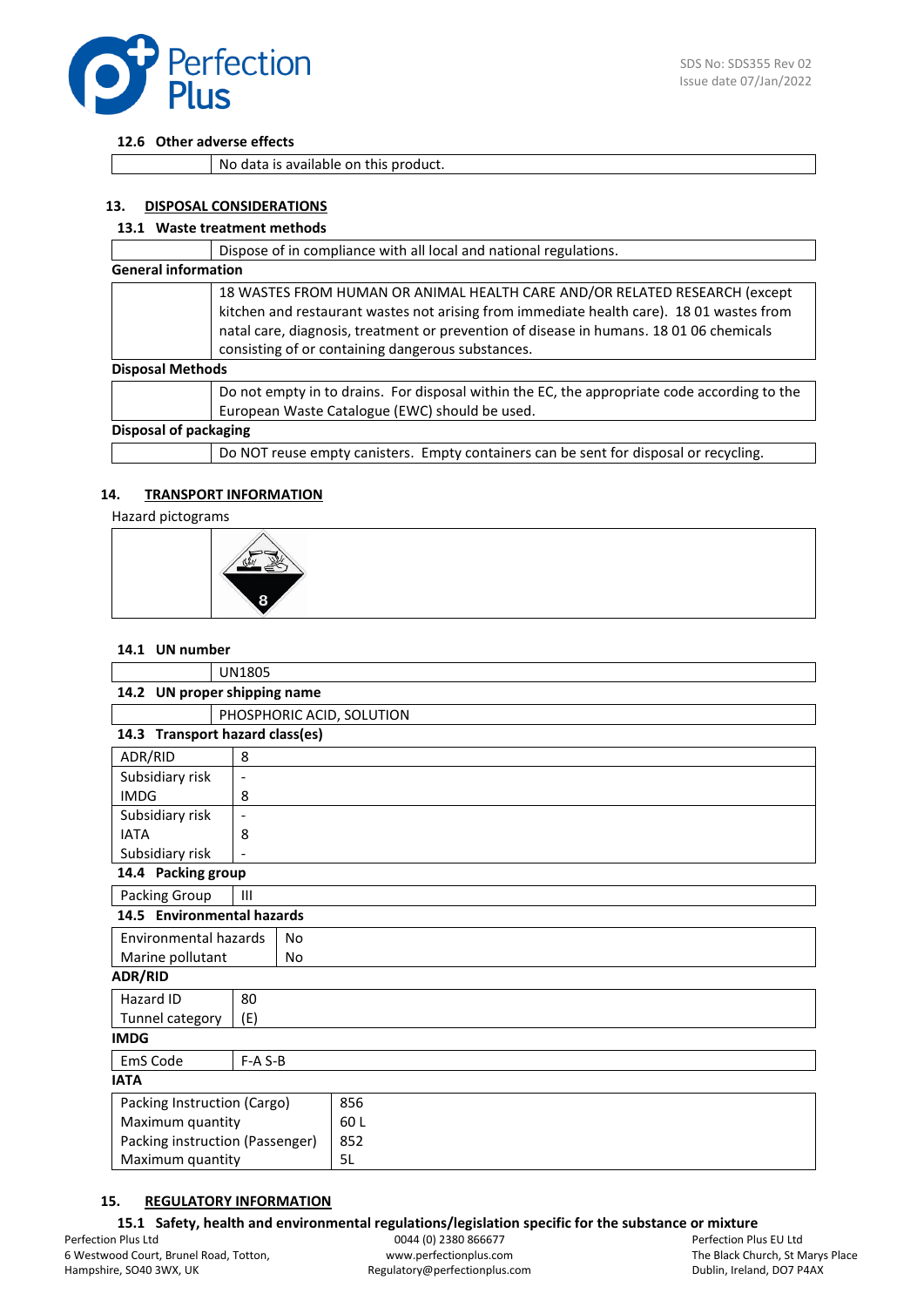### 12.6 Other adverse effects

| | |
|---|---|
| | No data is available on this product. |

## 13. DISPOSAL CONSIDERATIONS

### 13.1 Waste treatment methods

| | |
|---|---|
| | Dispose of in compliance with all local and national regulations. |

**General information**

| | |
|---|---|
| | 18 WASTES FROM HUMAN OR ANIMAL HEALTH CARE AND/OR RELATED RESEARCH (except kitchen and restaurant wastes not arising from immediate health care). 18 01 wastes from natal care, diagnosis, treatment or prevention of disease in humans. 18 01 06 chemicals consisting of or containing dangerous substances. |

**Disposal Methods**

| | |
|---|---|
| | Do not empty in to drains. For disposal within the EC, the appropriate code according to the European Waste Catalogue (EWC) should be used. |

**Disposal of packaging**

| | |
|---|---|
| | Do NOT reuse empty canisters. Empty containers can be sent for disposal or recycling. |

## 14. TRANSPORT INFORMATION

Hazard pictograms

### 14.1 UN number

| | |
|---|---|
| | UN1805 |

### 14.2 UN proper shipping name

| | |
|---|---|
| | PHOSPHORIC ACID, SOLUTION |

### 14.3 Transport hazard class(es)

| | |
|---|---|
| ADR/RID | 8 |
| Subsidiary risk | - |
| IMDG | 8 |
| Subsidiary risk | - |
| IATA | 8 |
| Subsidiary risk | - |

### 14.4 Packing group

| | |
|---|---|
| Packing Group | III |

### 14.5 Environmental hazards

| | |
|---|---|
| Environmental hazards | No |
| Marine pollutant | No |

**ADR/RID**

| | |
|---|---|
| Hazard ID | 80 |
| Tunnel category | (E) |

**IMDG**

| | |
|---|---|
| EmS Code | F-A S-B |

**IATA**

| | |
|---|---|
| Packing Instruction (Cargo) | 856 |
| Maximum quantity | 60 L |
| Packing instruction (Passenger) | 852 |
| Maximum quantity | 5L |

## 15. REGULATORY INFORMATION

### 15.1 Safety, health and environmental regulations/legislation specific for the substance or mixture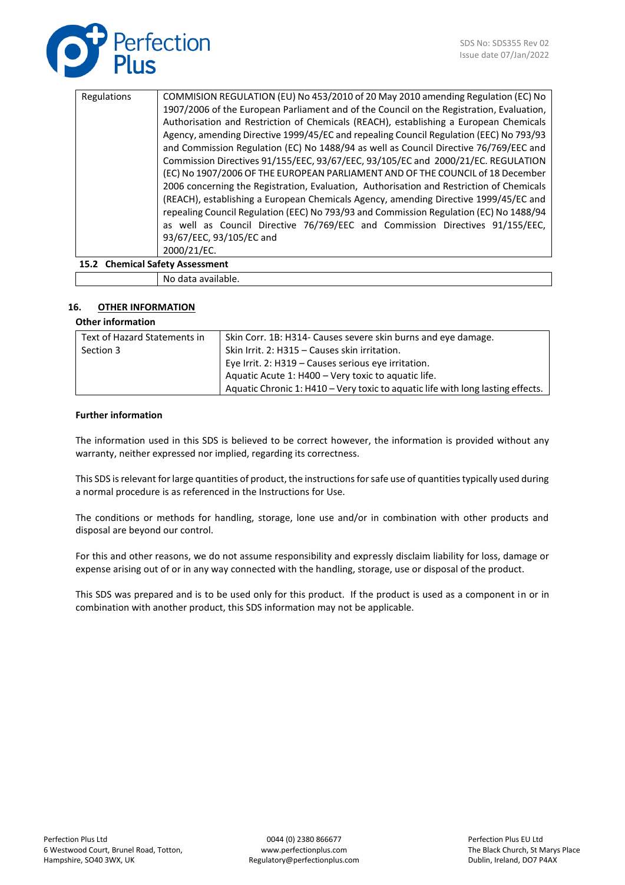| | |
|---|---|
| Regulations | COMMISION REGULATION (EU) No 453/2010 of 20 May 2010 amending Regulation (EC) No 1907/2006 of the European Parliament and of the Council on the Registration, Evaluation, Authorisation and Restriction of Chemicals (REACH), establishing a European Chemicals Agency, amending Directive 1999/45/EC and repealing Council Regulation (EEC) No 793/93 and Commission Regulation (EC) No 1488/94 as well as Council Directive 76/769/EEC and Commission Directives 91/155/EEC, 93/67/EEC, 93/105/EC and 2000/21/EC. REGULATION (EC) No 1907/2006 OF THE EUROPEAN PARLIAMENT AND OF THE COUNCIL of 18 December 2006 concerning the Registration, Evaluation, Authorisation and Restriction of Chemicals (REACH), establishing a European Chemicals Agency, amending Directive 1999/45/EC and repealing Council Regulation (EEC) No 793/93 and Commission Regulation (EC) No 1488/94 as well as Council Directive 76/769/EEC and Commission Directives 91/155/EEC, 93/67/EEC, 93/105/EC and 2000/21/EC. |

**15.2 Chemical Safety Assessment**

| | |
|---|---|
| | No data available. |

## 16. OTHER INFORMATION

**Other information**

| | |
|---|---|
| Text of Hazard Statements in Section 3 | Skin Corr. 1B: H314- Causes severe skin burns and eye damage.<br>Skin Irrit. 2: H315 – Causes skin irritation.<br>Eye Irrit. 2: H319 – Causes serious eye irritation.<br>Aquatic Acute 1: H400 – Very toxic to aquatic life.<br>Aquatic Chronic 1: H410 – Very toxic to aquatic life with long lasting effects. |

**Further information**

The information used in this SDS is believed to be correct however, the information is provided without any warranty, neither expressed nor implied, regarding its correctness.

This SDS is relevant for large quantities of product, the instructions for safe use of quantities typically used during a normal procedure is as referenced in the Instructions for Use.

The conditions or methods for handling, storage, lone use and/or in combination with other products and disposal are beyond our control.

For this and other reasons, we do not assume responsibility and expressly disclaim liability for loss, damage or expense arising out of or in any way connected with the handling, storage, use or disposal of the product.

This SDS was prepared and is to be used only for this product. If the product is used as a component in or in combination with another product, this SDS information may not be applicable.